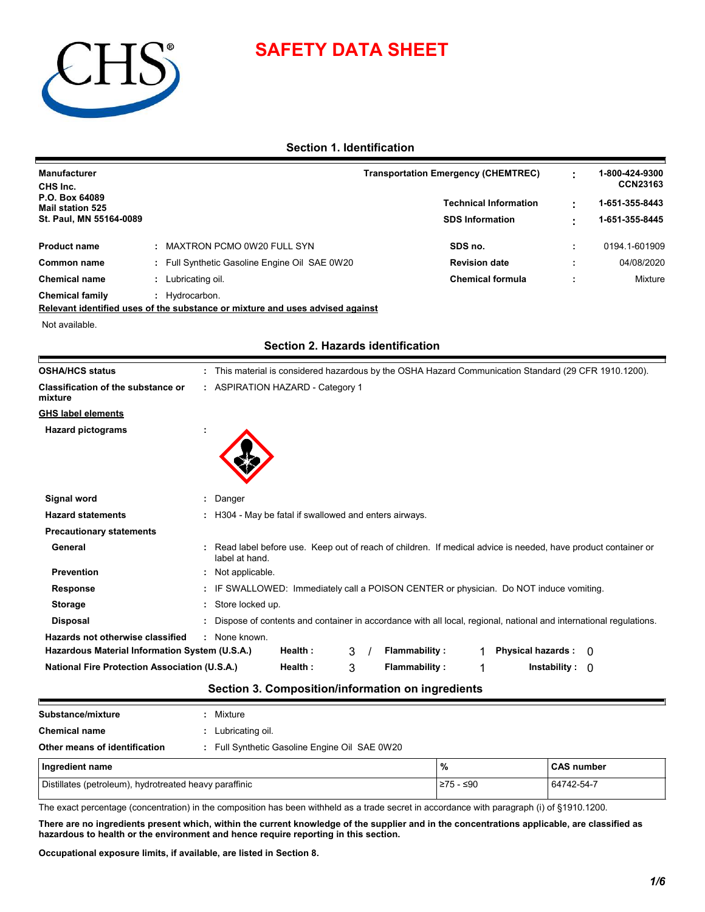# SAFETY DATA SHEET

## Section 1. Identification

**Manufacturer**
**CHS Inc.**
**P.O. Box 64089**
**Mail station 525**
**St. Paul, MN 55164-0089**

**Transportation Emergency (CHEMTREC)** : **1-800-424-9300 CCN23163**

**Technical Information** : **1-651-355-8443**

**SDS Information** : **1-651-355-8445**

| | | | | |
|---|---|---|---|---|
| **Product name** | : MAXTRON PCMO 0W20 FULL SYN | **SDS no.** | : | 0194.1-601909 |
| **Common name** | : Full Synthetic Gasoline Engine Oil SAE 0W20 | **Revision date** | : | 04/08/2020 |
| **Chemical name** | : Lubricating oil. | **Chemical formula** | : | Mixture |
| **Chemical family** | : Hydrocarbon. | | | |

**Relevant identified uses of the substance or mixture and uses advised against**

Not available.

## Section 2. Hazards identification

**OSHA/HCS status** : This material is considered hazardous by the OSHA Hazard Communication Standard (29 CFR 1910.1200).

**Classification of the substance or mixture** : ASPIRATION HAZARD - Category 1

**GHS label elements**

**Hazard pictograms** :

**Signal word** : Danger

**Hazard statements** : H304 - May be fatal if swallowed and enters airways.

**Precautionary statements**

**General** : Read label before use. Keep out of reach of children. If medical advice is needed, have product container or label at hand.

**Prevention** : Not applicable.

**Response** : IF SWALLOWED: Immediately call a POISON CENTER or physician. Do NOT induce vomiting.

**Storage** : Store locked up.

**Disposal** : Dispose of contents and container in accordance with all local, regional, national and international regulations.

**Hazards not otherwise classified** : None known.

**Hazardous Material Information System (U.S.A.)** Health : 3 / Flammability : 1 Physical hazards : 0

**National Fire Protection Association (U.S.A.)** Health : 3 Flammability : 1 Instability : 0

## Section 3. Composition/information on ingredients

**Substance/mixture** : Mixture

**Chemical name** : Lubricating oil.

**Other means of identification** : Full Synthetic Gasoline Engine Oil SAE 0W20

| Ingredient name | % | CAS number |
|---|---|---|
| Distillates (petroleum), hydrotreated heavy paraffinic | ≥75 - ≤90 | 64742-54-7 |

The exact percentage (concentration) in the composition has been withheld as a trade secret in accordance with paragraph (i) of §1910.1200.

**There are no ingredients present which, within the current knowledge of the supplier and in the concentrations applicable, are classified as hazardous to health or the environment and hence require reporting in this section.**

**Occupational exposure limits, if available, are listed in Section 8.**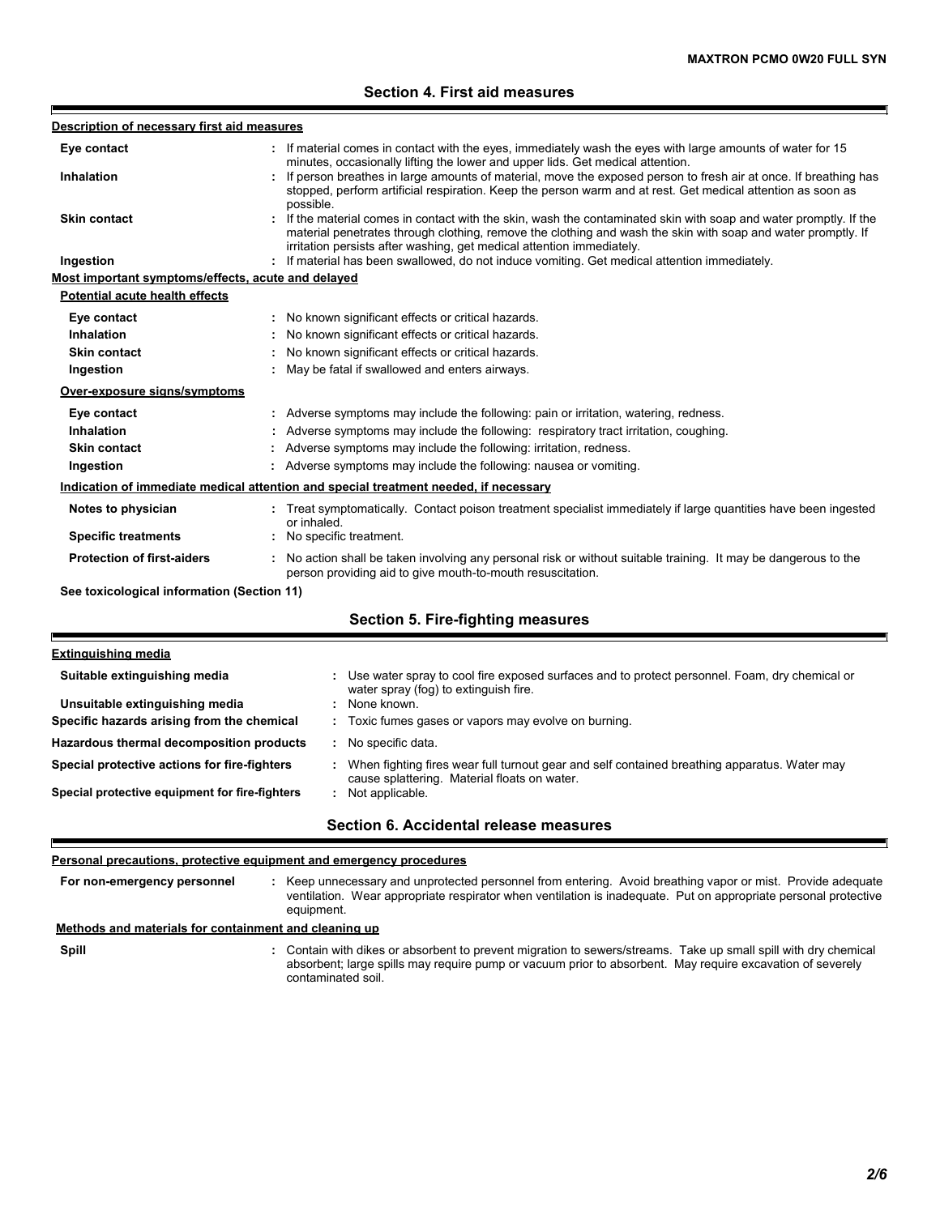## Section 4. First aid measures

### Description of necessary first aid measures

| | |
|---|---|
| **Eye contact** | : If material comes in contact with the eyes, immediately wash the eyes with large amounts of water for 15 minutes, occasionally lifting the lower and upper lids. Get medical attention. |
| **Inhalation** | : If person breathes in large amounts of material, move the exposed person to fresh air at once. If breathing has stopped, perform artificial respiration. Keep the person warm and at rest. Get medical attention as soon as possible. |
| **Skin contact** | : If the material comes in contact with the skin, wash the contaminated skin with soap and water promptly. If the material penetrates through clothing, remove the clothing and wash the skin with soap and water promptly. If irritation persists after washing, get medical attention immediately. |
| **Ingestion** | : If material has been swallowed, do not induce vomiting. Get medical attention immediately. |

### Most important symptoms/effects, acute and delayed

**Potential acute health effects**

| | |
|---|---|
| **Eye contact** | : No known significant effects or critical hazards. |
| **Inhalation** | : No known significant effects or critical hazards. |
| **Skin contact** | : No known significant effects or critical hazards. |
| **Ingestion** | : May be fatal if swallowed and enters airways. |

**Over-exposure signs/symptoms**

| | |
|---|---|
| **Eye contact** | : Adverse symptoms may include the following: pain or irritation, watering, redness. |
| **Inhalation** | : Adverse symptoms may include the following: respiratory tract irritation, coughing. |
| **Skin contact** | : Adverse symptoms may include the following: irritation, redness. |
| **Ingestion** | : Adverse symptoms may include the following: nausea or vomiting. |

### Indication of immediate medical attention and special treatment needed, if necessary

| | |
|---|---|
| **Notes to physician** | : Treat symptomatically. Contact poison treatment specialist immediately if large quantities have been ingested or inhaled. |
| **Specific treatments** | : No specific treatment. |
| **Protection of first-aiders** | : No action shall be taken involving any personal risk or without suitable training. It may be dangerous to the person providing aid to give mouth-to-mouth resuscitation. |

**See toxicological information (Section 11)**

## Section 5. Fire-fighting measures

### Extinguishing media

| | |
|---|---|
| **Suitable extinguishing media** | : Use water spray to cool fire exposed surfaces and to protect personnel. Foam, dry chemical or water spray (fog) to extinguish fire. |
| **Unsuitable extinguishing media** | : None known. |
| **Specific hazards arising from the chemical** | : Toxic fumes gases or vapors may evolve on burning. |
| **Hazardous thermal decomposition products** | : No specific data. |
| **Special protective actions for fire-fighters** | : When fighting fires wear full turnout gear and self contained breathing apparatus. Water may cause splattering. Material floats on water. |
| **Special protective equipment for fire-fighters** | : Not applicable. |

## Section 6. Accidental release measures

### Personal precautions, protective equipment and emergency procedures

| | |
|---|---|
| **For non-emergency personnel** | : Keep unnecessary and unprotected personnel from entering. Avoid breathing vapor or mist. Provide adequate ventilation. Wear appropriate respirator when ventilation is inadequate. Put on appropriate personal protective equipment. |

### Methods and materials for containment and cleaning up

| | |
|---|---|
| **Spill** | : Contain with dikes or absorbent to prevent migration to sewers/streams. Take up small spill with dry chemical absorbent; large spills may require pump or vacuum prior to absorbent. May require excavation of severely contaminated soil. |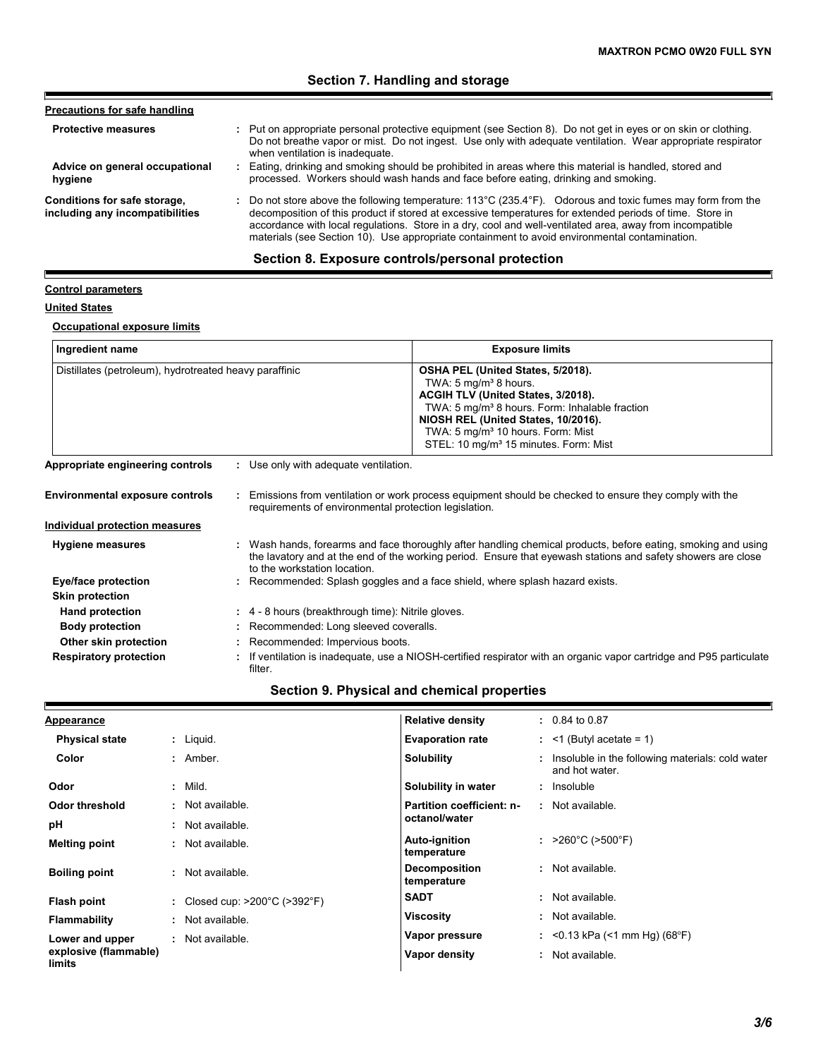## Section 7. Handling and storage

**Precautions for safe handling**

**Protective measures** : Put on appropriate personal protective equipment (see Section 8). Do not get in eyes or on skin or clothing. Do not breathe vapor or mist. Do not ingest. Use only with adequate ventilation. Wear appropriate respirator when ventilation is inadequate.

**Advice on general occupational hygiene** : Eating, drinking and smoking should be prohibited in areas where this material is handled, stored and processed. Workers should wash hands and face before eating, drinking and smoking.

**Conditions for safe storage, including any incompatibilities** : Do not store above the following temperature: 113°C (235.4°F). Odorous and toxic fumes may form from the decomposition of this product if stored at excessive temperatures for extended periods of time. Store in accordance with local regulations. Store in a dry, cool and well-ventilated area, away from incompatible materials (see Section 10). Use appropriate containment to avoid environmental contamination.

## Section 8. Exposure controls/personal protection

**Control parameters**

**United States**

**Occupational exposure limits**

| Ingredient name | Exposure limits |
|---|---|
| Distillates (petroleum), hydrotreated heavy paraffinic | **OSHA PEL (United States, 5/2018).**<br>TWA: 5 mg/m³ 8 hours.<br>**ACGIH TLV (United States, 3/2018).**<br>TWA: 5 mg/m³ 8 hours. Form: Inhalable fraction<br>**NIOSH REL (United States, 10/2016).**<br>TWA: 5 mg/m³ 10 hours. Form: Mist<br>STEL: 10 mg/m³ 15 minutes. Form: Mist |

**Appropriate engineering controls** : Use only with adequate ventilation.

**Environmental exposure controls** : Emissions from ventilation or work process equipment should be checked to ensure they comply with the requirements of environmental protection legislation.

**Individual protection measures**

**Hygiene measures** : Wash hands, forearms and face thoroughly after handling chemical products, before eating, smoking and using the lavatory and at the end of the working period. Ensure that eyewash stations and safety showers are close to the workstation location.

**Eye/face protection** : Recommended: Splash goggles and a face shield, where splash hazard exists.

**Skin protection**

**Hand protection** : 4 - 8 hours (breakthrough time): Nitrile gloves.

**Body protection** : Recommended: Long sleeved coveralls.

**Other skin protection** : Recommended: Impervious boots.

**Respiratory protection** : If ventilation is inadequate, use a NIOSH-certified respirator with an organic vapor cartridge and P95 particulate filter.

## Section 9. Physical and chemical properties

**Appearance**

| Property | Value |
|---|---|
| Physical state | Liquid. |
| Color | Amber. |
| Odor | Mild. |
| Odor threshold | Not available. |
| pH | Not available. |
| Melting point | Not available. |
| Boiling point | Not available. |
| Flash point | Closed cup: >200°C (>392°F) |
| Flammability | Not available. |
| Lower and upper explosive (flammable) limits | Not available. |
| Relative density | 0.84 to 0.87 |
| Evaporation rate | <1 (Butyl acetate = 1) |
| Solubility | Insoluble in the following materials: cold water and hot water. |
| Solubility in water | Insoluble |
| Partition coefficient: n-octanol/water | Not available. |
| Auto-ignition temperature | >260°C (>500°F) |
| Decomposition temperature | Not available. |
| SADT | Not available. |
| Viscosity | Not available. |
| Vapor pressure | <0.13 kPa (<1 mm Hg) (68°F) |
| Vapor density | Not available. |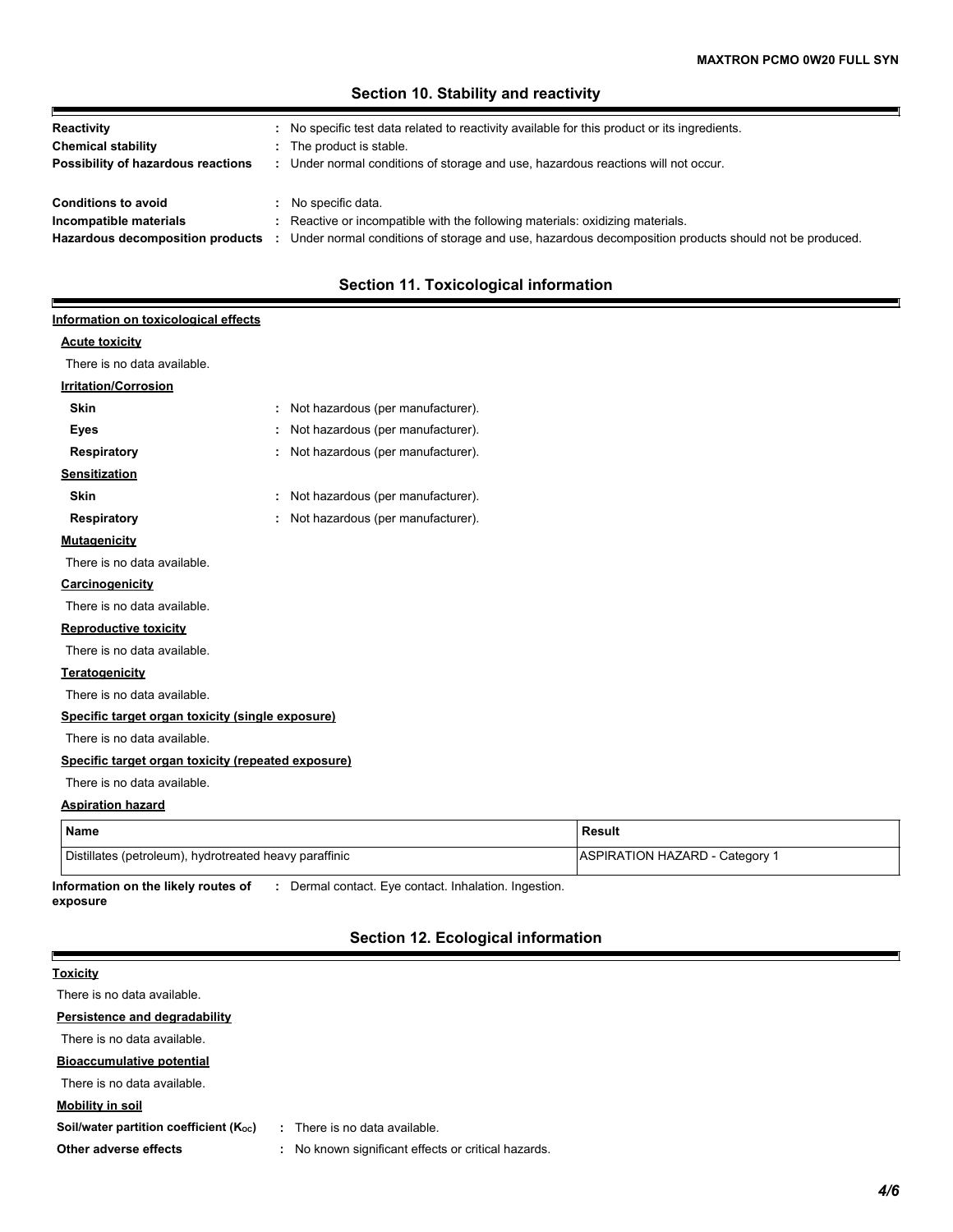## Section 10. Stability and reactivity

**Reactivity** : No specific test data related to reactivity available for this product or its ingredients.

**Chemical stability** : The product is stable.

**Possibility of hazardous reactions** : Under normal conditions of storage and use, hazardous reactions will not occur.

**Conditions to avoid** : No specific data.

**Incompatible materials** : Reactive or incompatible with the following materials: oxidizing materials.

**Hazardous decomposition products** : Under normal conditions of storage and use, hazardous decomposition products should not be produced.

## Section 11. Toxicological information

**Information on toxicological effects**

**Acute toxicity**

There is no data available.

**Irritation/Corrosion**

**Skin** : Not hazardous (per manufacturer).

**Eyes** : Not hazardous (per manufacturer).

**Respiratory** : Not hazardous (per manufacturer).

**Sensitization**

**Skin** : Not hazardous (per manufacturer).

**Respiratory** : Not hazardous (per manufacturer).

**Mutagenicity**

There is no data available.

**Carcinogenicity**

There is no data available.

**Reproductive toxicity**

There is no data available.

**Teratogenicity**

There is no data available.

**Specific target organ toxicity (single exposure)**

There is no data available.

**Specific target organ toxicity (repeated exposure)**

There is no data available.

**Aspiration hazard**

| Name | Result |
| --- | --- |
| Distillates (petroleum), hydrotreated heavy paraffinic | ASPIRATION HAZARD - Category 1 |

**Information on the likely routes of exposure** : Dermal contact. Eye contact. Inhalation. Ingestion.

## Section 12. Ecological information

**Toxicity**

There is no data available.

**Persistence and degradability**

There is no data available.

**Bioaccumulative potential**

There is no data available.

**Mobility in soil**

**Soil/water partition coefficient ($K_{OC}$)** : There is no data available.

**Other adverse effects** : No known significant effects or critical hazards.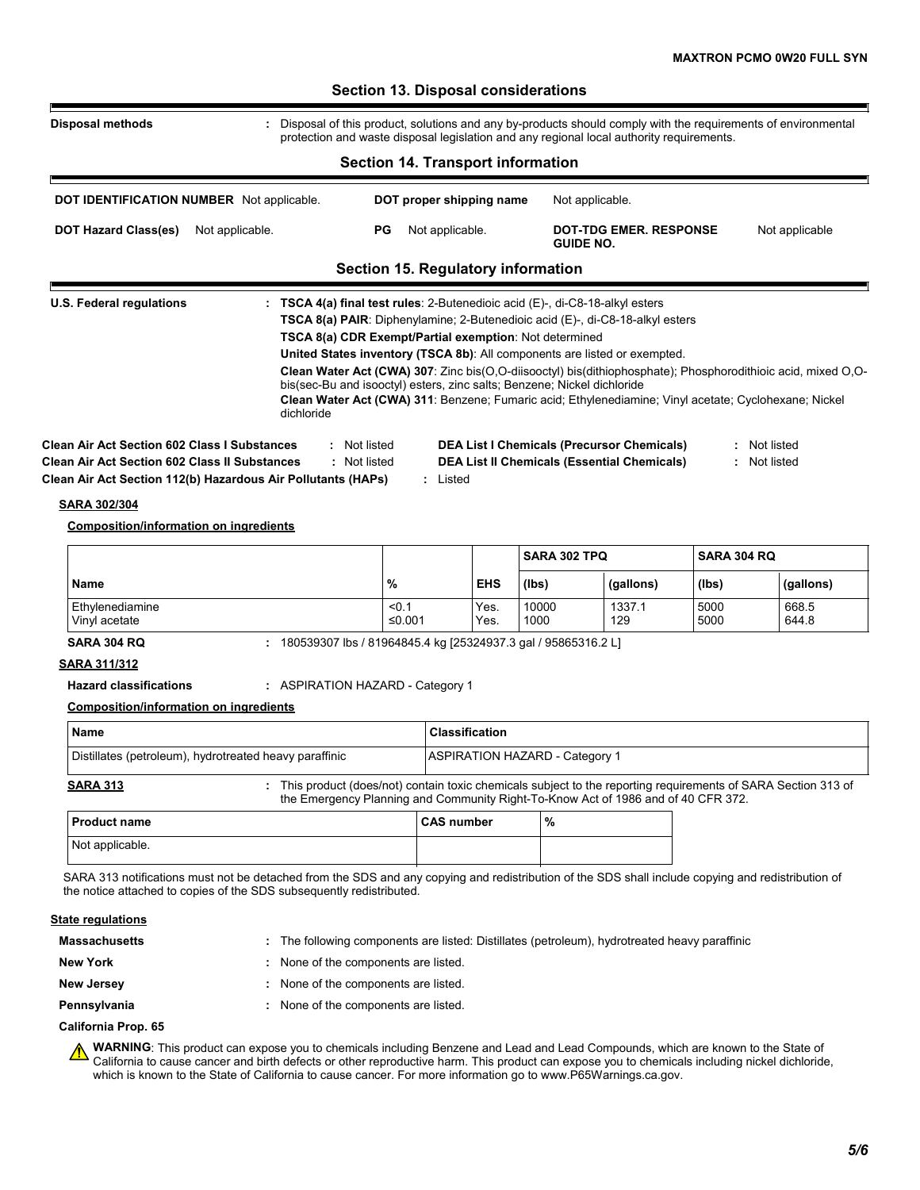## Section 13. Disposal considerations

**Disposal methods** : Disposal of this product, solutions and any by-products should comply with the requirements of environmental protection and waste disposal legislation and any regional local authority requirements.

## Section 14. Transport information

| | | | | | |
|---|---|---|---|---|---|
| **DOT IDENTIFICATION NUMBER** | Not applicable. | **DOT proper shipping name** | Not applicable. | | |
| **DOT Hazard Class(es)** | Not applicable. | **PG** | Not applicable. | **DOT-TDG EMER. RESPONSE GUIDE NO.** | Not applicable |

## Section 15. Regulatory information

**U.S. Federal regulations** : **TSCA 4(a) final test rules**: 2-Butenedioic acid (E)-, di-C8-18-alkyl esters
**TSCA 8(a) PAIR**: Diphenylamine; 2-Butenedioic acid (E)-, di-C8-18-alkyl esters
**TSCA 8(a) CDR Exempt/Partial exemption**: Not determined
**United States inventory (TSCA 8b)**: All components are listed or exempted.
**Clean Water Act (CWA) 307**: Zinc bis(O,O-diisooctyl) bis(dithiophosphate); Phosphorodithioic acid, mixed O,O-bis(sec-Bu and isooctyl) esters, zinc salts; Benzene; Nickel dichloride
**Clean Water Act (CWA) 311**: Benzene; Fumaric acid; Ethylenediamine; Vinyl acetate; Cyclohexane; Nickel dichloride

**Clean Air Act Section 602 Class I Substances** : Not listed
**Clean Air Act Section 602 Class II Substances** : Not listed
**Clean Air Act Section 112(b) Hazardous Air Pollutants (HAPs)** : Listed
**DEA List I Chemicals (Precursor Chemicals)** : Not listed
**DEA List II Chemicals (Essential Chemicals)** : Not listed

**SARA 302/304**

**Composition/information on ingredients**

| | | | SARA 302 TPQ | | SARA 304 RQ | |
|---|---|---|---|---|---|---|
| **Name** | **%** | **EHS** | **(lbs)** | **(gallons)** | **(lbs)** | **(gallons)** |
| Ethylenediamine | <0.1 | Yes. | 10000 | 1337.1 | 5000 | 668.5 |
| Vinyl acetate | ≤0.001 | Yes. | 1000 | 129 | 5000 | 644.8 |

**SARA 304 RQ** : 180539307 lbs / 81964845.4 kg [25324937.3 gal / 95865316.2 L]

**SARA 311/312**

**Hazard classifications** : ASPIRATION HAZARD - Category 1

**Composition/information on ingredients**

| Name | Classification |
|---|---|
| Distillates (petroleum), hydrotreated heavy paraffinic | ASPIRATION HAZARD - Category 1 |

**SARA 313** : This product (does/not) contain toxic chemicals subject to the reporting requirements of SARA Section 313 of the Emergency Planning and Community Right-To-Know Act of 1986 and of 40 CFR 372.

| Product name | CAS number | % |
|---|---|---|
| Not applicable. | | |

SARA 313 notifications must not be detached from the SDS and any copying and redistribution of the SDS shall include copying and redistribution of the notice attached to copies of the SDS subsequently redistributed.

**State regulations**

**Massachusetts** : The following components are listed: Distillates (petroleum), hydrotreated heavy paraffinic
**New York** : None of the components are listed.
**New Jersey** : None of the components are listed.
**Pennsylvania** : None of the components are listed.

**California Prop. 65**

**WARNING**: This product can expose you to chemicals including Benzene and Lead and Lead Compounds, which are known to the State of California to cause cancer and birth defects or other reproductive harm. This product can expose you to chemicals including nickel dichloride, which is known to the State of California to cause cancer. For more information go to www.P65Warnings.ca.gov.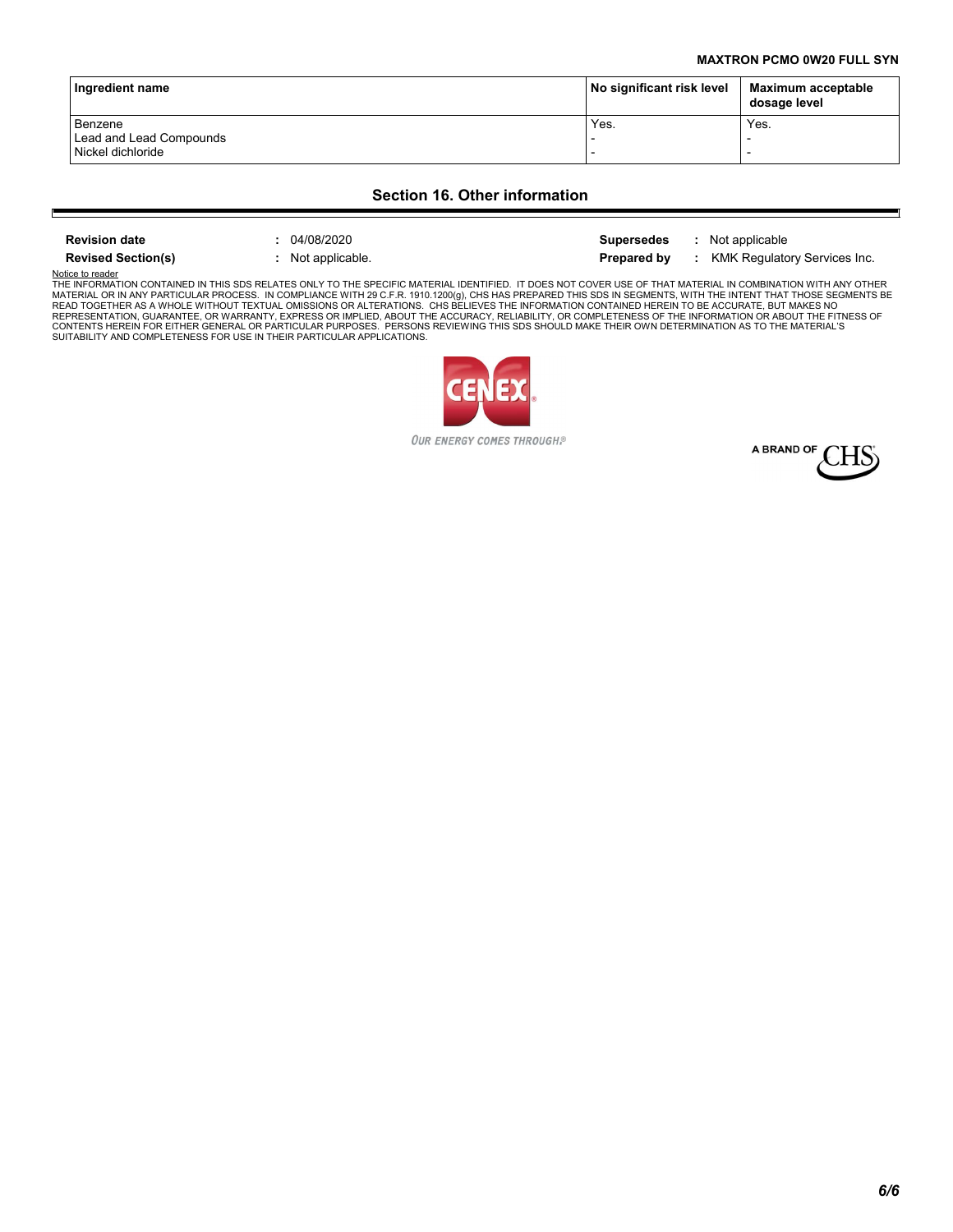| Ingredient name | No significant risk level | Maximum acceptable dosage level |
|---|---|---|
| Benzene | Yes. | Yes. |
| Lead and Lead Compounds | - | - |
| Nickel dichloride | - | - |

## Section 16. Other information

**Revision date** : 04/08/2020

**Supersedes** : Not applicable

**Revised Section(s)** : Not applicable.

**Prepared by** : KMK Regulatory Services Inc.

Notice to reader

THE INFORMATION CONTAINED IN THIS SDS RELATES ONLY TO THE SPECIFIC MATERIAL IDENTIFIED. IT DOES NOT COVER USE OF THAT MATERIAL IN COMBINATION WITH ANY OTHER MATERIAL OR IN ANY PARTICULAR PROCESS. IN COMPLIANCE WITH 29 C.F.R. 1910.1200(g), CHS HAS PREPARED THIS SDS IN SEGMENTS, WITH THE INTENT THAT THOSE SEGMENTS BE READ TOGETHER AS A WHOLE WITHOUT TEXTUAL OMISSIONS OR ALTERATIONS. CHS BELIEVES THE INFORMATION CONTAINED HEREIN TO BE ACCURATE, BUT MAKES NO REPRESENTATION, GUARANTEE, OR WARRANTY, EXPRESS OR IMPLIED, ABOUT THE ACCURACY, RELIABILITY, OR COMPLETENESS OF THE INFORMATION OR ABOUT THE FITNESS OF CONTENTS HEREIN FOR EITHER GENERAL OR PARTICULAR PURPOSES. PERSONS REVIEWING THIS SDS SHOULD MAKE THEIR OWN DETERMINATION AS TO THE MATERIAL'S SUITABILITY AND COMPLETENESS FOR USE IN THEIR PARTICULAR APPLICATIONS.

CENEX®

*OUR ENERGY COMES THROUGH.®*

A BRAND OF CHS®